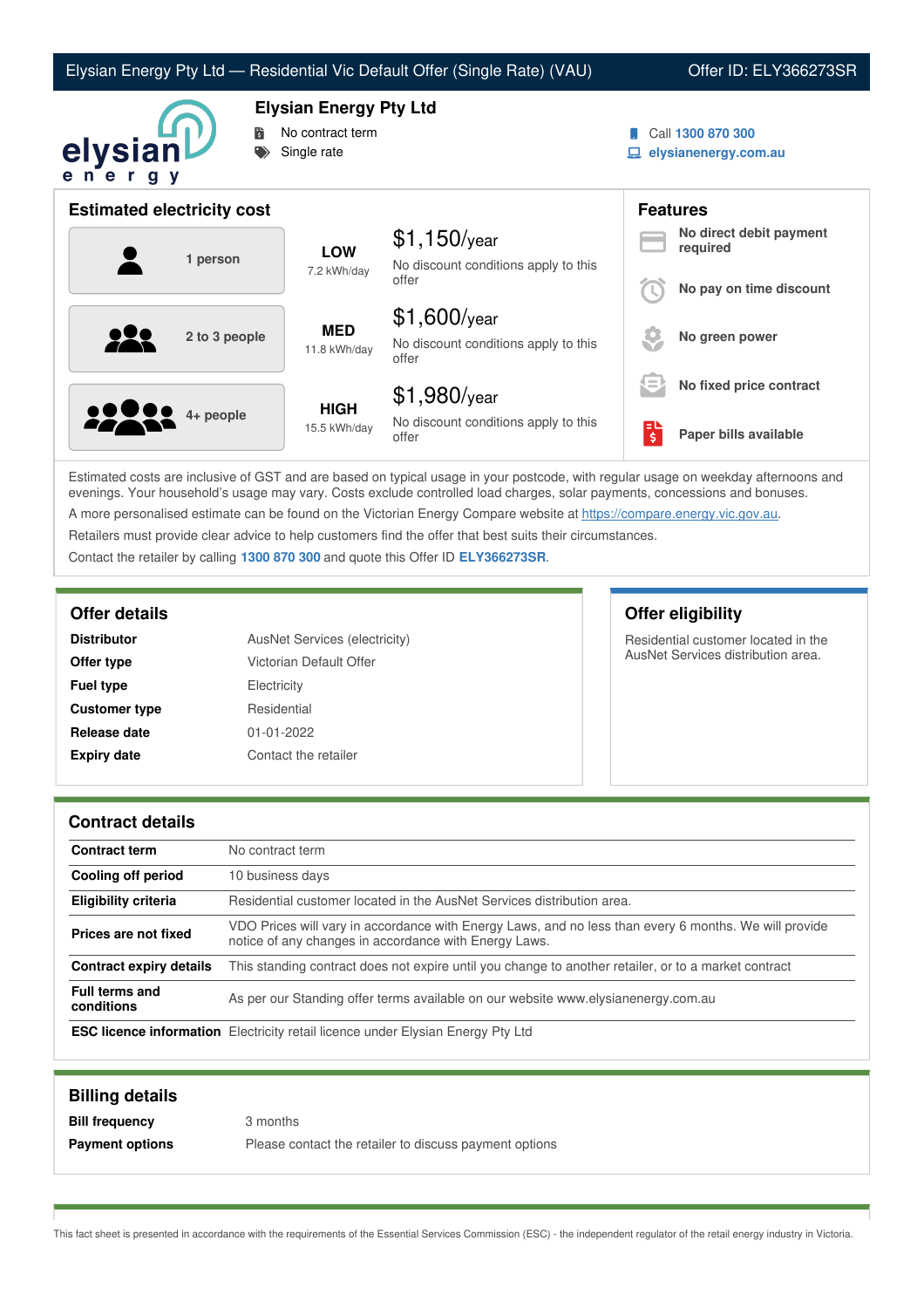# Elysian Energy Pty Ltd — Residential Vic Default Offer (Single Rate) (VAU)

Offer ID: ELY366273SR

## Elysian Energy Pty Ltd

- No contract term
- Single rate

Call **1300 870 300**
**elysianenergy.com.au**

## Estimated electricity cost

| Household | Usage | Cost |
|---|---|---|
| 1 person | **LOW** 7.2 kWh/day | $1,150/year<br>No discount conditions apply to this offer |
| 2 to 3 people | **MED** 11.8 kWh/day | $1,600/year<br>No discount conditions apply to this offer |
| 4+ people | **HIGH** 15.5 kWh/day | $1,980/year<br>No discount conditions apply to this offer |

## Features

- **No direct debit payment required**
- **No pay on time discount**
- **No green power**
- **No fixed price contract**
- **Paper bills available**

Estimated costs are inclusive of GST and are based on typical usage in your postcode, with regular usage on weekday afternoons and evenings. Your household's usage may vary. Costs exclude controlled load charges, solar payments, concessions and bonuses.

A more personalised estimate can be found on the Victorian Energy Compare website at https://compare.energy.vic.gov.au.

Retailers must provide clear advice to help customers find the offer that best suits their circumstances.

Contact the retailer by calling **1300 870 300** and quote this Offer ID **ELY366273SR**.

## Offer details

| | |
|---|---|
| **Distributor** | AusNet Services (electricity) |
| **Offer type** | Victorian Default Offer |
| **Fuel type** | Electricity |
| **Customer type** | Residential |
| **Release date** | 01-01-2022 |
| **Expiry date** | Contact the retailer |

## Offer eligibility

Residential customer located in the AusNet Services distribution area.

## Contract details

| | |
|---|---|
| **Contract term** | No contract term |
| **Cooling off period** | 10 business days |
| **Eligibility criteria** | Residential customer located in the AusNet Services distribution area. |
| **Prices are not fixed** | VDO Prices will vary in accordance with Energy Laws, and no less than every 6 months. We will provide notice of any changes in accordance with Energy Laws. |
| **Contract expiry details** | This standing contract does not expire until you change to another retailer, or to a market contract |
| **Full terms and conditions** | As per our Standing offer terms available on our website www.elysianenergy.com.au |
| **ESC licence information** | Electricity retail licence under Elysian Energy Pty Ltd |

## Billing details

| | |
|---|---|
| **Bill frequency** | 3 months |
| **Payment options** | Please contact the retailer to discuss payment options |

This fact sheet is presented in accordance with the requirements of the Essential Services Commission (ESC) - the independent regulator of the retail energy industry in Victoria.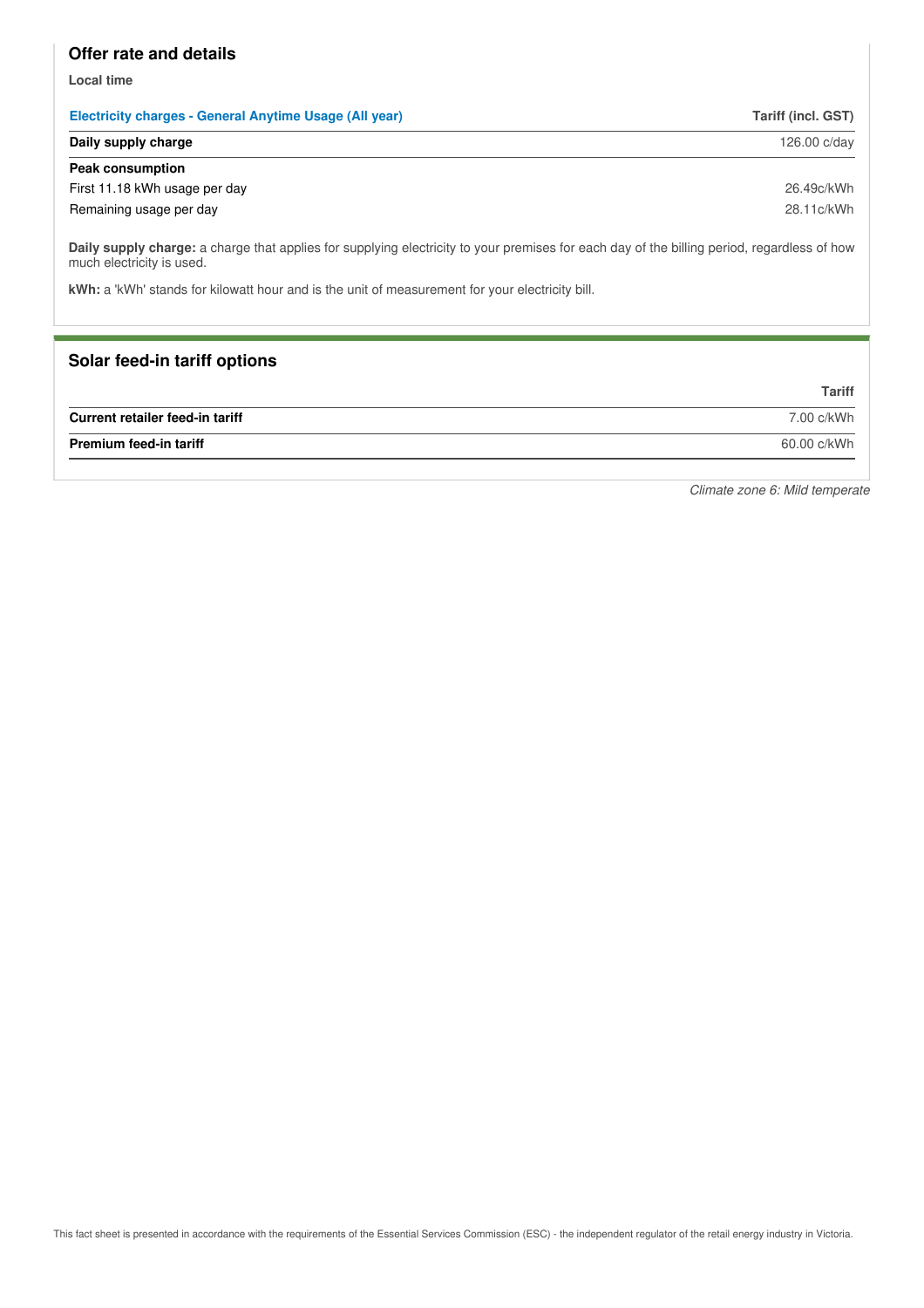## Offer rate and details

**Local time**

| Electricity charges - General Anytime Usage (All year) | Tariff (incl. GST) |
| --- | --- |
| **Daily supply charge** | 126.00 c/day |
| **Peak consumption** | |
| First 11.18 kWh usage per day | 26.49c/kWh |
| Remaining usage per day | 28.11c/kWh |

**Daily supply charge:** a charge that applies for supplying electricity to your premises for each day of the billing period, regardless of how much electricity is used.

**kWh:** a 'kWh' stands for kilowatt hour and is the unit of measurement for your electricity bill.

## Solar feed-in tariff options

| | Tariff |
| --- | --- |
| **Current retailer feed-in tariff** | 7.00 c/kWh |
| **Premium feed-in tariff** | 60.00 c/kWh |

*Climate zone 6: Mild temperate*

This fact sheet is presented in accordance with the requirements of the Essential Services Commission (ESC) - the independent regulator of the retail energy industry in Victoria.